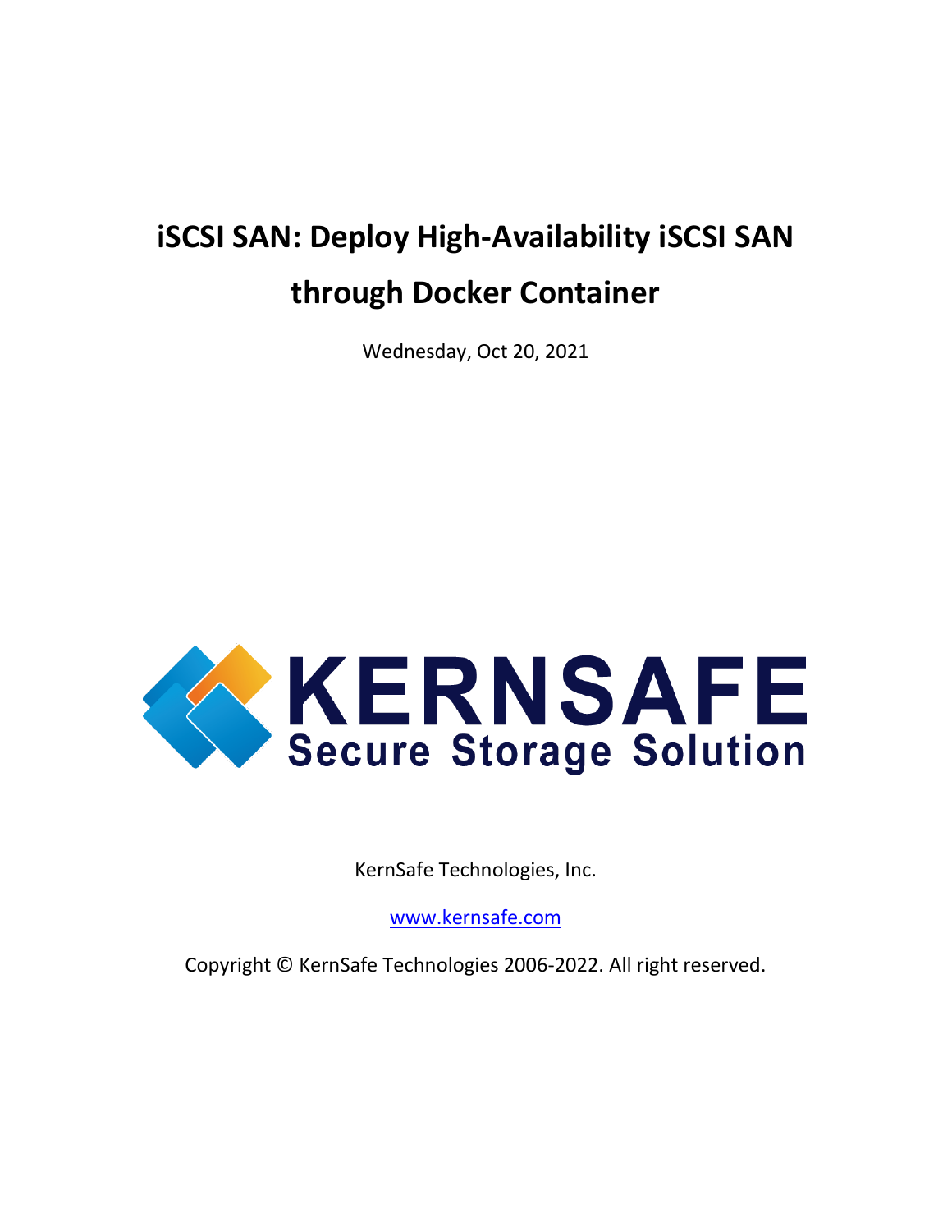# iSCSI SAN: Deploy High-Availability iSCSI SAN through Docker Container

Wednesday, Oct 20, 2021

KERNSAFE

Secure Storage Solution

KernSafe Technologies, Inc.

www.kernsafe.com

Copyright © KernSafe Technologies 2006-2022. All right reserved.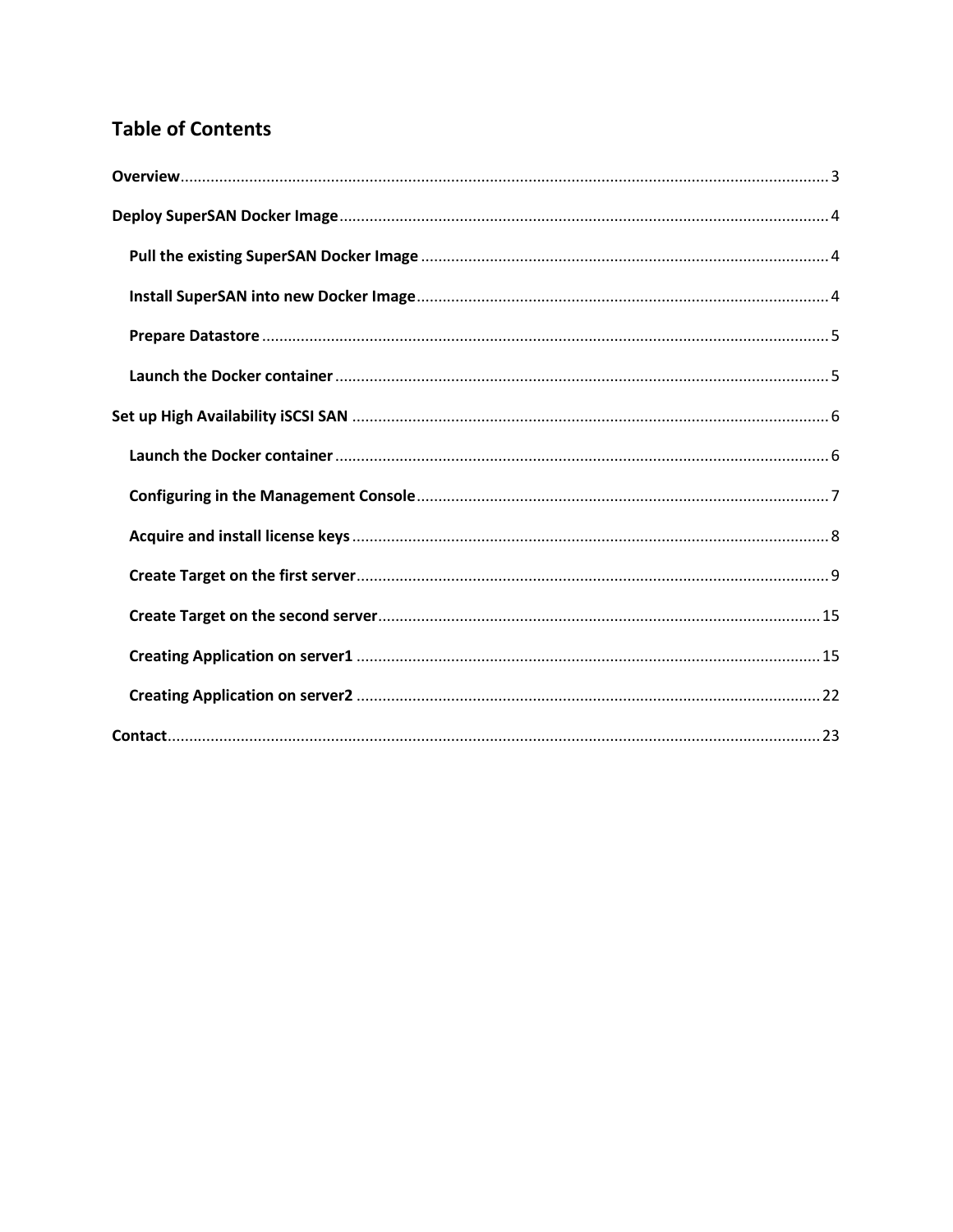## Table of Contents

**Overview** ..... 3

**Deploy SuperSAN Docker Image** ..... 4

- **Pull the existing SuperSAN Docker Image** ..... 4
- **Install SuperSAN into new Docker Image** ..... 4
- **Prepare Datastore** ..... 5
- **Launch the Docker container** ..... 5

**Set up High Availability iSCSI SAN** ..... 6

- **Launch the Docker container** ..... 6
- **Configuring in the Management Console** ..... 7
- **Acquire and install license keys** ..... 8
- **Create Target on the first server** ..... 9
- **Create Target on the second server** ..... 15
- **Creating Application on server1** ..... 15
- **Creating Application on server2** ..... 22

**Contact** ..... 23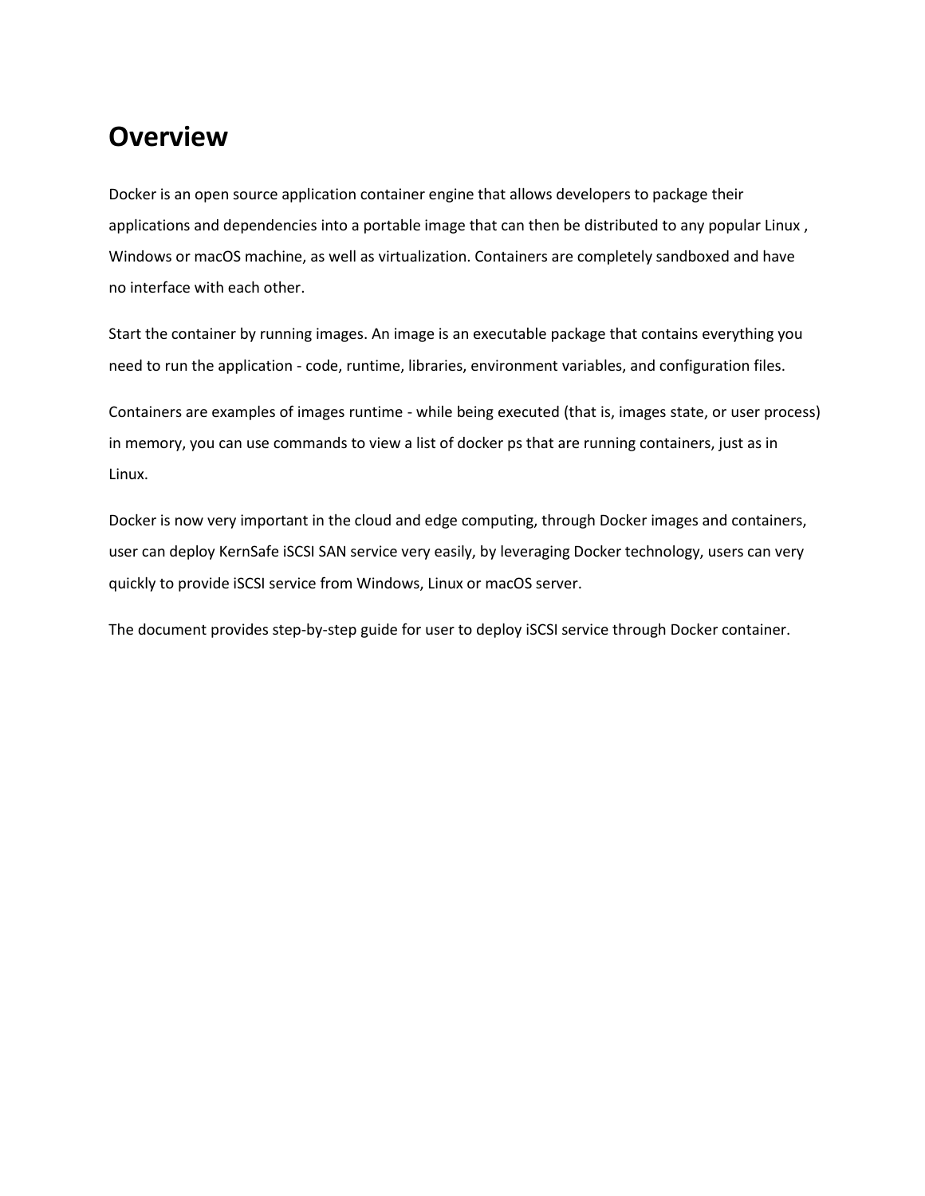# Overview

Docker is an open source application container engine that allows developers to package their applications and dependencies into a portable image that can then be distributed to any popular Linux , Windows or macOS machine, as well as virtualization. Containers are completely sandboxed and have no interface with each other.

Start the container by running images. An image is an executable package that contains everything you need to run the application - code, runtime, libraries, environment variables, and configuration files.

Containers are examples of images runtime - while being executed (that is, images state, or user process) in memory, you can use commands to view a list of docker ps that are running containers, just as in Linux.

Docker is now very important in the cloud and edge computing, through Docker images and containers, user can deploy KernSafe iSCSI SAN service very easily, by leveraging Docker technology, users can very quickly to provide iSCSI service from Windows, Linux or macOS server.

The document provides step-by-step guide for user to deploy iSCSI service through Docker container.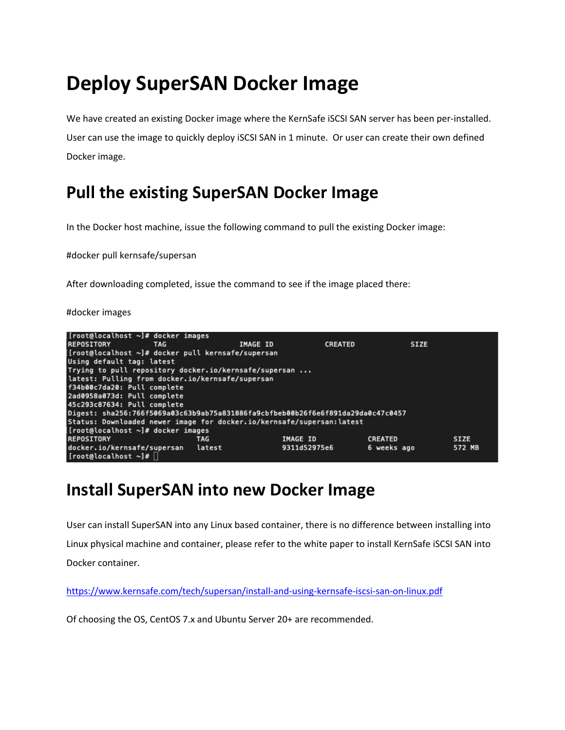# Deploy SuperSAN Docker Image

We have created an existing Docker image where the KernSafe iSCSI SAN server has been per-installed. User can use the image to quickly deploy iSCSI SAN in 1 minute. Or user can create their own defined Docker image.

## Pull the existing SuperSAN Docker Image

In the Docker host machine, issue the following command to pull the existing Docker image:

#docker pull kernsafe/supersan

After downloading completed, issue the command to see if the image placed there:

#docker images

```
[root@localhost ~]# docker images
REPOSITORY          TAG                 IMAGE ID            CREATED             SIZE
[root@localhost ~]# docker pull kernsafe/supersan
Using default tag: latest
Trying to pull repository docker.io/kernsafe/supersan ...
latest: Pulling from docker.io/kernsafe/supersan
f34b00c7da20: Pull complete
2ad0958a073d: Pull complete
45c293c87634: Pull complete
Digest: sha256:766f5069a03c63b9ab75a831886fa9cbfbeb00b26f6e6f891da29da0c47c0457
Status: Downloaded newer image for docker.io/kernsafe/supersan:latest
[root@localhost ~]# docker images
REPOSITORY                    TAG                 IMAGE ID            CREATED             SIZE
docker.io/kernsafe/supersan   latest              9311d52975e6        6 weeks ago         572 MB
[root@localhost ~]#
```

## Install SuperSAN into new Docker Image

User can install SuperSAN into any Linux based container, there is no difference between installing into Linux physical machine and container, please refer to the white paper to install KernSafe iSCSI SAN into Docker container.

https://www.kernsafe.com/tech/supersan/install-and-using-kernsafe-iscsi-san-on-linux.pdf

Of choosing the OS, CentOS 7.x and Ubuntu Server 20+ are recommended.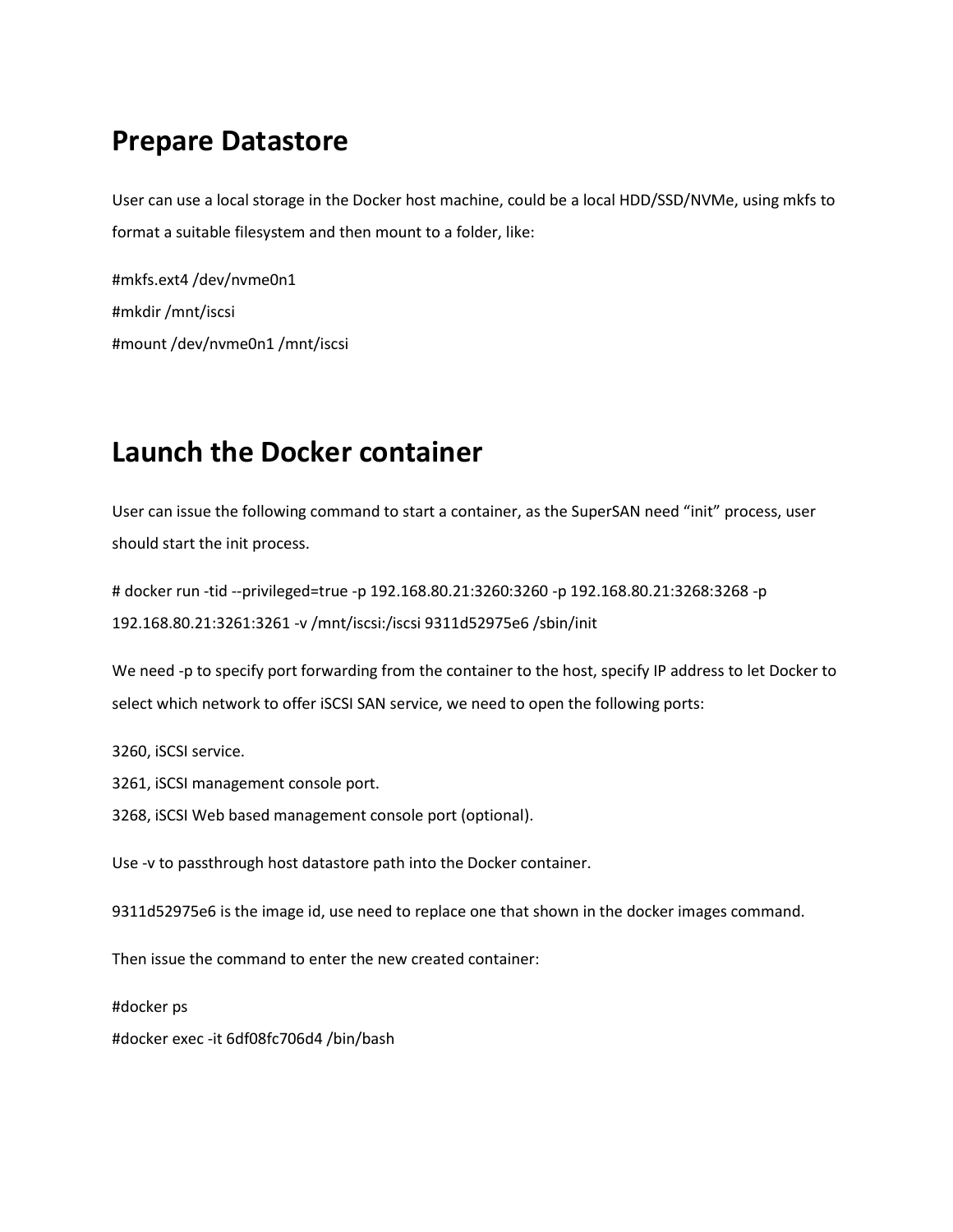# Prepare Datastore

User can use a local storage in the Docker host machine, could be a local HDD/SSD/NVMe, using mkfs to format a suitable filesystem and then mount to a folder, like:

```
#mkfs.ext4 /dev/nvme0n1
#mkdir /mnt/iscsi
#mount /dev/nvme0n1 /mnt/iscsi
```

# Launch the Docker container

User can issue the following command to start a container, as the SuperSAN need "init" process, user should start the init process.

```
# docker run -tid --privileged=true -p 192.168.80.21:3260:3260 -p 192.168.80.21:3268:3268 -p 192.168.80.21:3261:3261 -v /mnt/iscsi:/iscsi 9311d52975e6 /sbin/init
```

We need -p to specify port forwarding from the container to the host, specify IP address to let Docker to select which network to offer iSCSI SAN service, we need to open the following ports:

3260, iSCSI service.
3261, iSCSI management console port.
3268, iSCSI Web based management console port (optional).

Use -v to passthrough host datastore path into the Docker container.

9311d52975e6 is the image id, use need to replace one that shown in the docker images command.

Then issue the command to enter the new created container:

```
#docker ps
#docker exec -it 6df08fc706d4 /bin/bash
```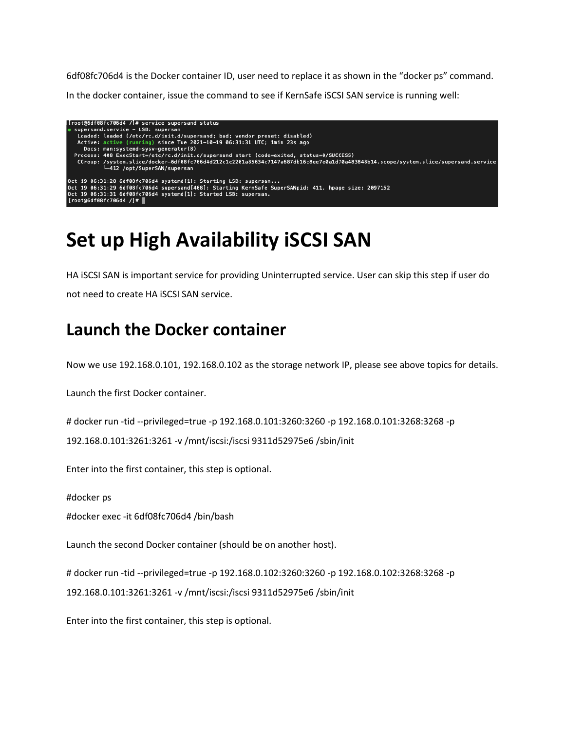6df08fc706d4 is the Docker container ID, user need to replace it as shown in the "docker ps" command.

In the docker container, issue the command to see if KernSafe iSCSI SAN service is running well:

```
[root@6df08fc706d4 /]# service supersand status
● supersand.service - LSB: supersan
   Loaded: loaded (/etc/rc.d/init.d/supersand; bad; vendor preset: disabled)
   Active: active (running) since Tue 2021-10-19 06:31:31 UTC; 1min 23s ago
     Docs: man:systemd-sysv-generator(8)
  Process: 408 ExecStart=/etc/rc.d/init.d/supersand start (code=exited, status=0/SUCCESS)
   CGroup: /system.slice/docker-6df08fc706d4d212c1c2201a85634c7147a687db16c8ee7e0a1d70a483848b14.scope/system.slice/supersand.service
           └─412 /opt/SuperSAN/supersan

Oct 19 06:31:28 6df08fc706d4 systemd[1]: Starting LSB: supersan...
Oct 19 06:31:29 6df08fc706d4 supersand[408]: Starting KernSafe SuperSANpid: 411, hpage size: 2097152
Oct 19 06:31:31 6df08fc706d4 systemd[1]: Started LSB: supersan.
[root@6df08fc706d4 /]#
```

# Set up High Availability iSCSI SAN

HA iSCSI SAN is important service for providing Uninterrupted service. User can skip this step if user do not need to create HA iSCSI SAN service.

## Launch the Docker container

Now we use 192.168.0.101, 192.168.0.102 as the storage network IP, please see above topics for details.

Launch the first Docker container.

# docker run -tid --privileged=true -p 192.168.0.101:3260:3260 -p 192.168.0.101:3268:3268 -p 192.168.0.101:3261:3261 -v /mnt/iscsi:/iscsi 9311d52975e6 /sbin/init

Enter into the first container, this step is optional.

#docker ps

#docker exec -it 6df08fc706d4 /bin/bash

Launch the second Docker container (should be on another host).

# docker run -tid --privileged=true -p 192.168.0.102:3260:3260 -p 192.168.0.102:3268:3268 -p 192.168.0.101:3261:3261 -v /mnt/iscsi:/iscsi 9311d52975e6 /sbin/init

Enter into the first container, this step is optional.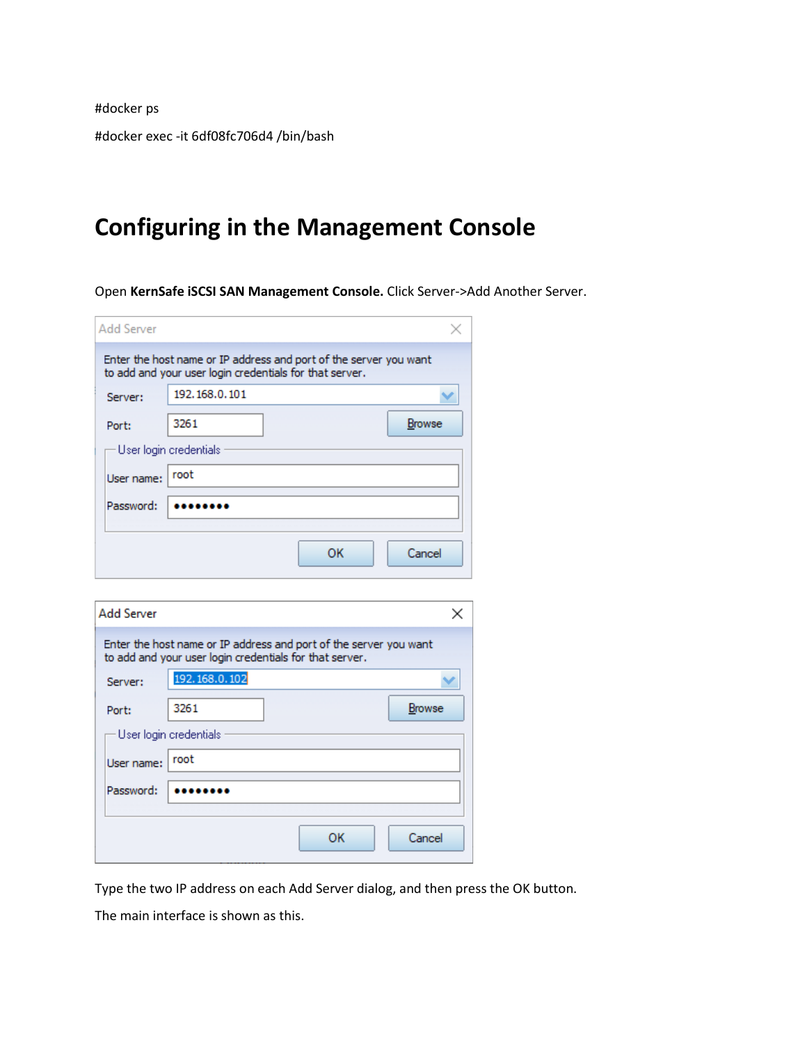#docker ps

#docker exec -it 6df08fc706d4 /bin/bash

# Configuring in the Management Console

Open **KernSafe iSCSI SAN Management Console.** Click Server->Add Another Server.

Type the two IP address on each Add Server dialog, and then press the OK button.

The main interface is shown as this.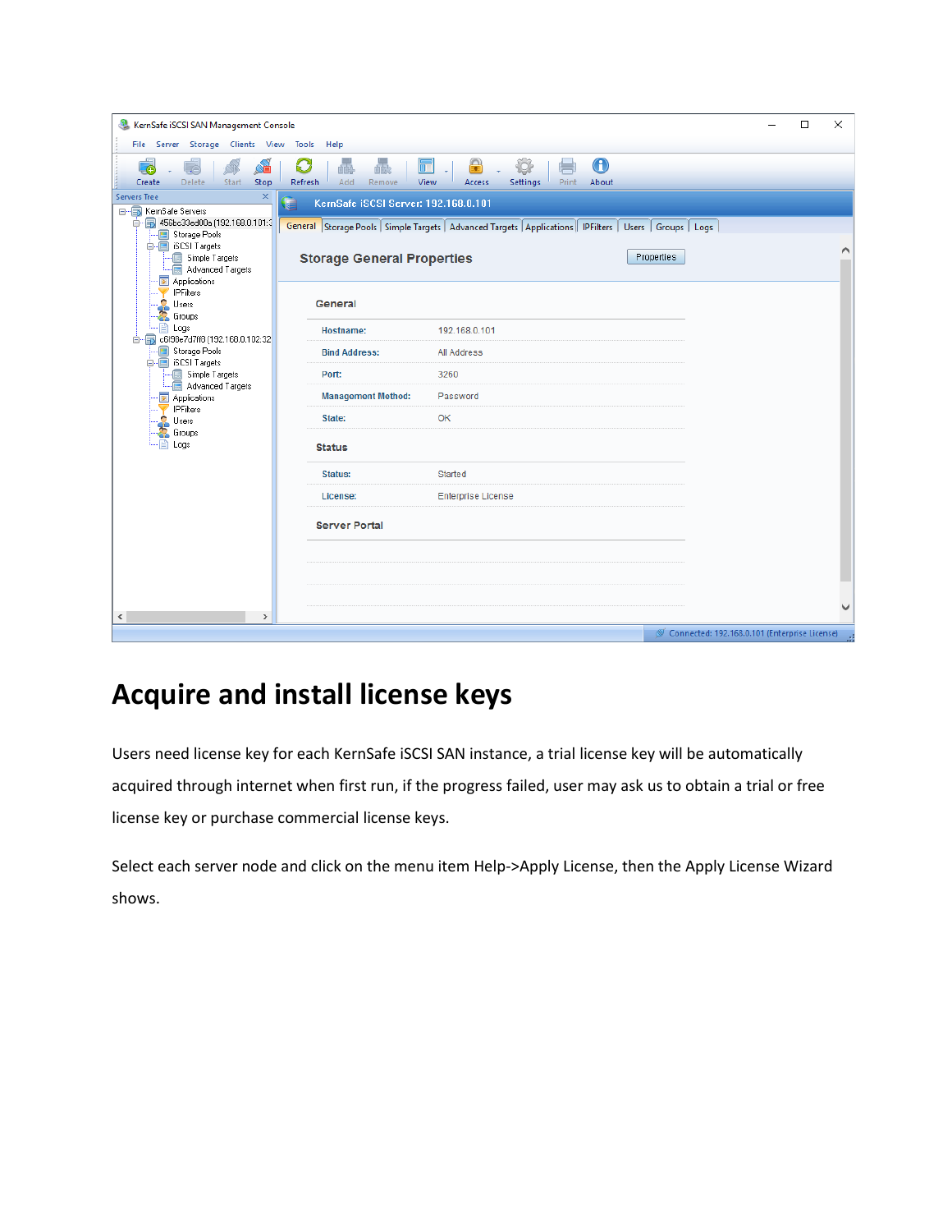# Acquire and install license keys

Users need license key for each KernSafe iSCSI SAN instance, a trial license key will be automatically acquired through internet when first run, if the progress failed, user may ask us to obtain a trial or free license key or purchase commercial license keys.

Select each server node and click on the menu item Help->Apply License, then the Apply License Wizard shows.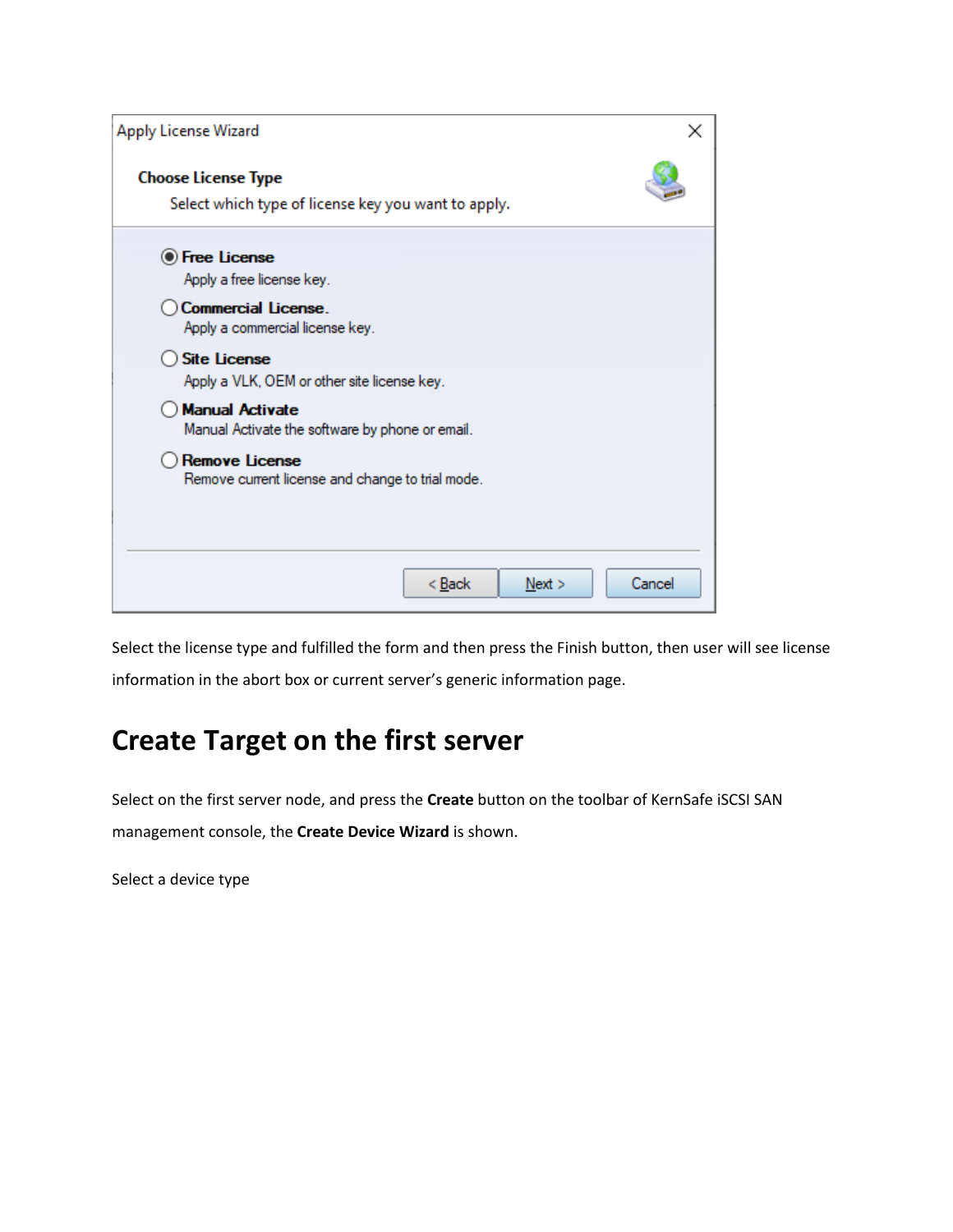Select the license type and fulfilled the form and then press the Finish button, then user will see license information in the abort box or current server's generic information page.

## Create Target on the first server

Select on the first server node, and press the **Create** button on the toolbar of KernSafe iSCSI SAN management console, the **Create Device Wizard** is shown.

Select a device type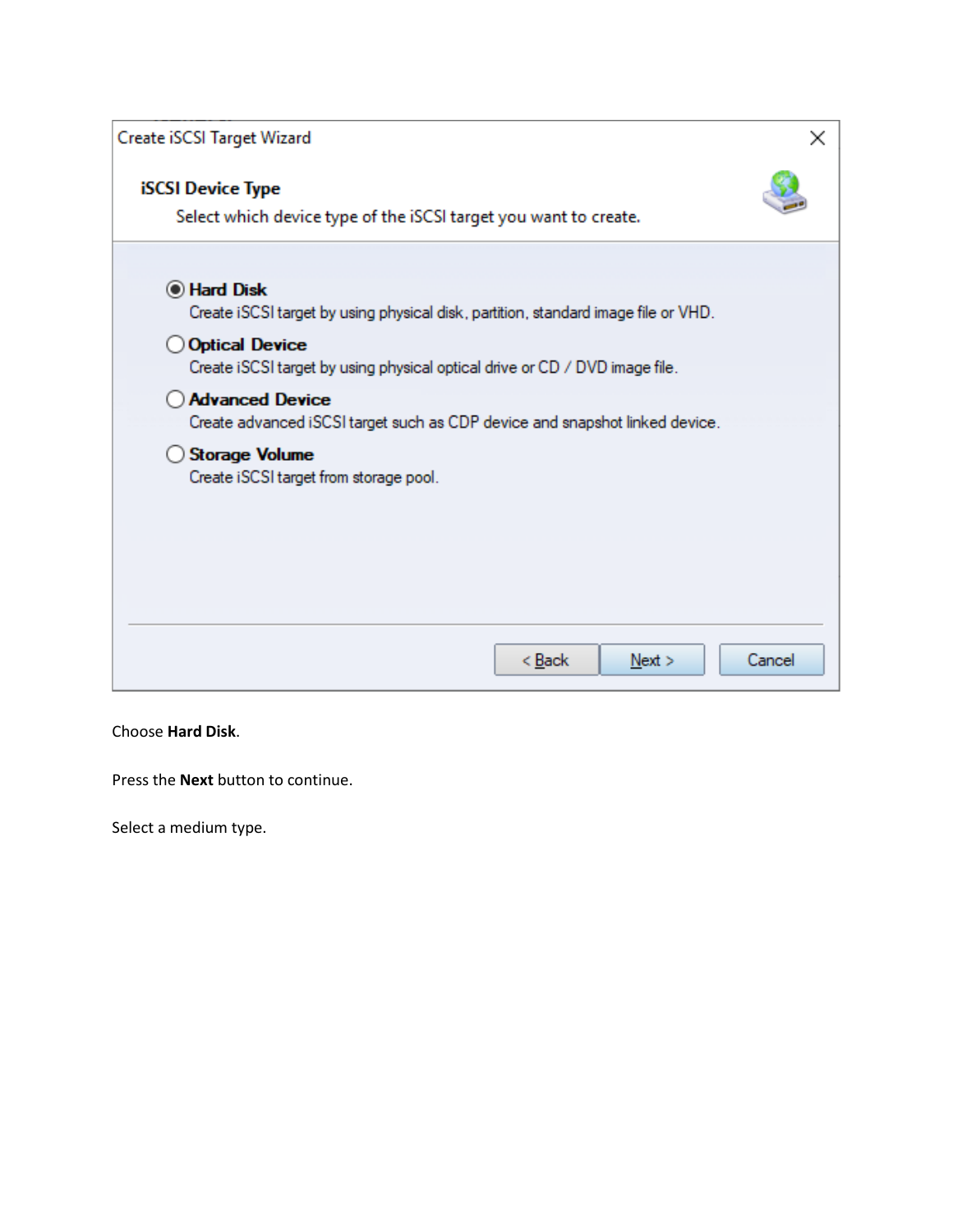Create iSCSI Target Wizard

**iSCSI Device Type**

Select which device type of the iSCSI target you want to create.

- (•) **Hard Disk**
  Create iSCSI target by using physical disk, partition, standard image file or VHD.
- ( ) **Optical Device**
  Create iSCSI target by using physical optical drive or CD / DVD image file.
- ( ) **Advanced Device**
  Create advanced iSCSI target such as CDP device and snapshot linked device.
- ( ) **Storage Volume**
  Create iSCSI target from storage pool.

< Back | Next > | Cancel

Choose **Hard Disk**.

Press the **Next** button to continue.

Select a medium type.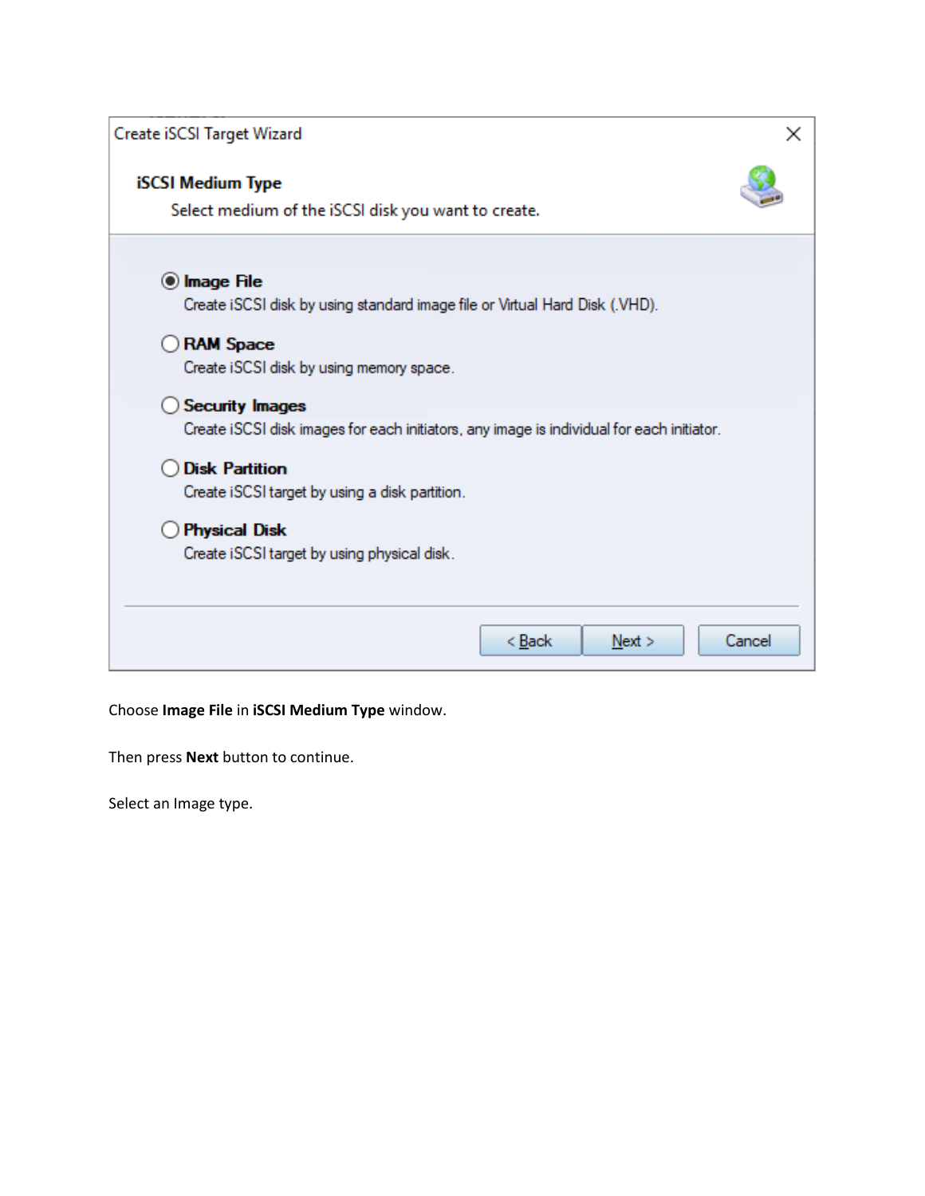Create iSCSI Target Wizard

**iSCSI Medium Type**

Select medium of the iSCSI disk you want to create.

- (•) **Image File**
  Create iSCSI disk by using standard image file or Virtual Hard Disk (.VHD).
- ( ) **RAM Space**
  Create iSCSI disk by using memory space.
- ( ) **Security Images**
  Create iSCSI disk images for each initiators, any image is individual for each initiator.
- ( ) **Disk Partition**
  Create iSCSI target by using a disk partition.
- ( ) **Physical Disk**
  Create iSCSI target by using physical disk.

< Back | Next > | Cancel

Choose **Image File** in **iSCSI Medium Type** window.

Then press **Next** button to continue.

Select an Image type.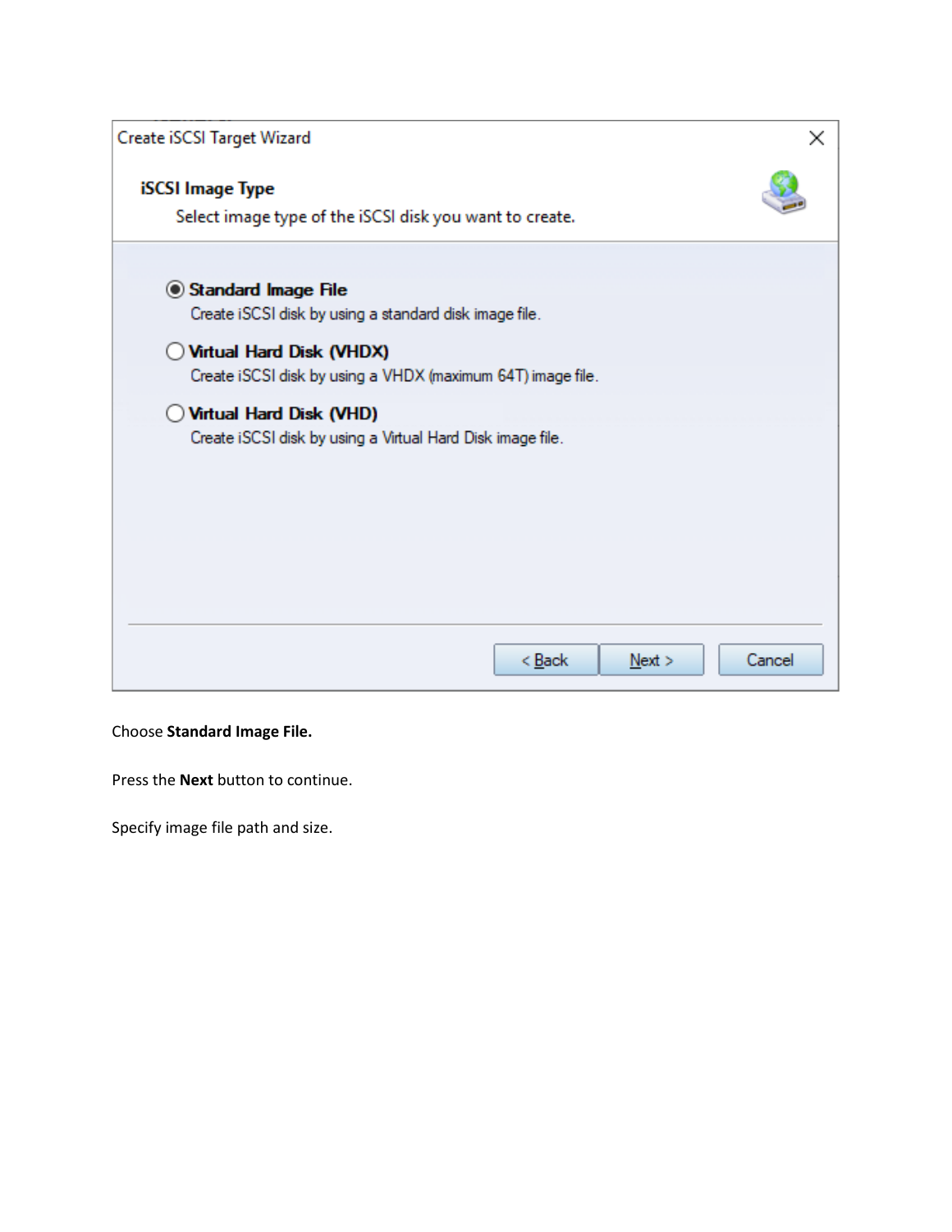Choose **Standard Image File.**

Press the **Next** button to continue.

Specify image file path and size.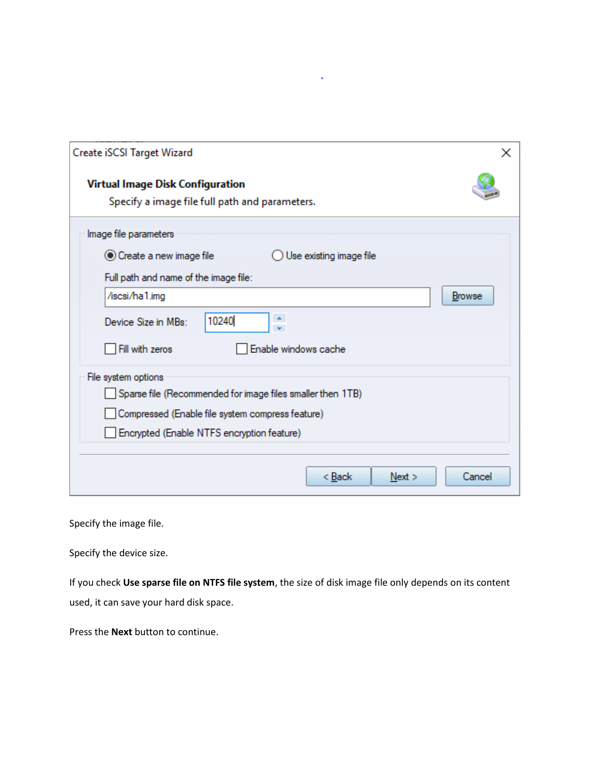Specify the image file.

Specify the device size.

If you check **Use sparse file on NTFS file system**, the size of disk image file only depends on its content used, it can save your hard disk space.

Press the **Next** button to continue.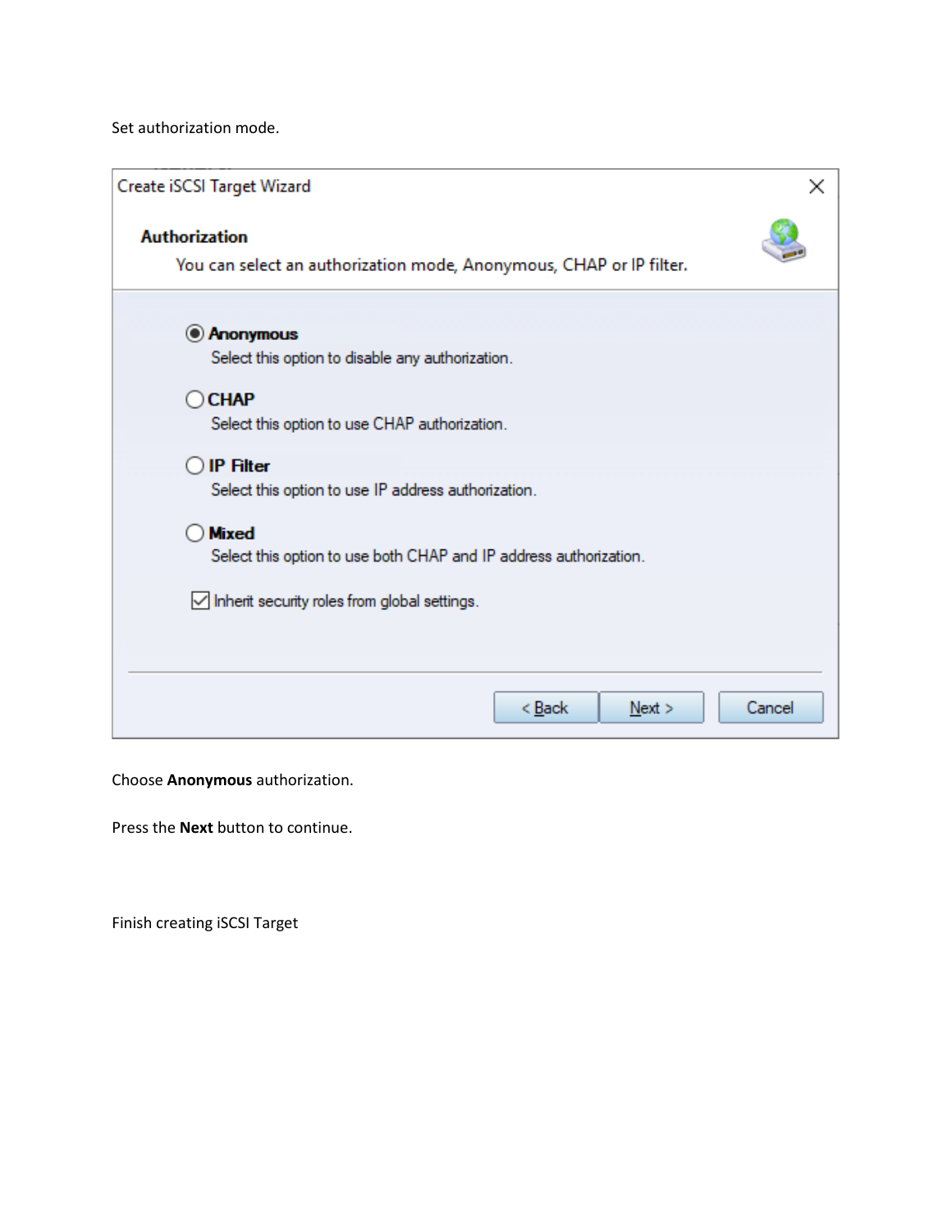Set authorization mode.

Create iSCSI Target Wizard

**Authorization**

You can select an authorization mode, Anonymous, CHAP or IP filter.

- (•) **Anonymous**
  Select this option to disable any authorization.
- ( ) **CHAP**
  Select this option to use CHAP authorization.
- ( ) **IP Filter**
  Select this option to use IP address authorization.
- ( ) **Mixed**
  Select this option to use both CHAP and IP address authorization.

[x] Inherit security roles from global settings.

< Back | Next > | Cancel

Choose **Anonymous** authorization.

Press the **Next** button to continue.

Finish creating iSCSI Target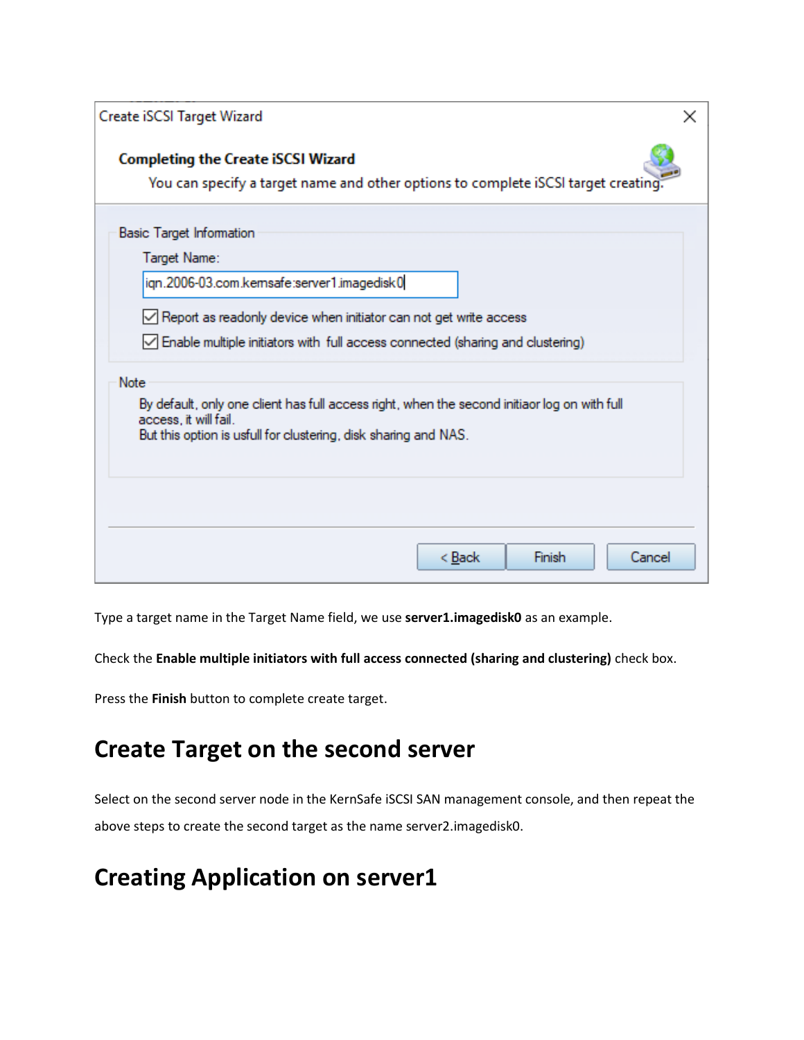Create iSCSI Target Wizard

**Completing the Create iSCSI Wizard**

You can specify a target name and other options to complete iSCSI target creating.

Basic Target Information

Target Name:

iqn.2006-03.com.kernsafe:server1.imagedisk0

☑ Report as readonly device when initiator can not get write access

☑ Enable multiple initiators with full access connected (sharing and clustering)

Note

By default, only one client has full access right, when the second initiaor log on with full access, it will fail.
But this option is usfull for clustering, disk sharing and NAS.

< Back | Finish | Cancel

Type a target name in the Target Name field, we use **server1.imagedisk0** as an example.

Check the **Enable multiple initiators with full access connected (sharing and clustering)** check box.

Press the **Finish** button to complete create target.

# Create Target on the second server

Select on the second server node in the KernSafe iSCSI SAN management console, and then repeat the above steps to create the second target as the name server2.imagedisk0.

# Creating Application on server1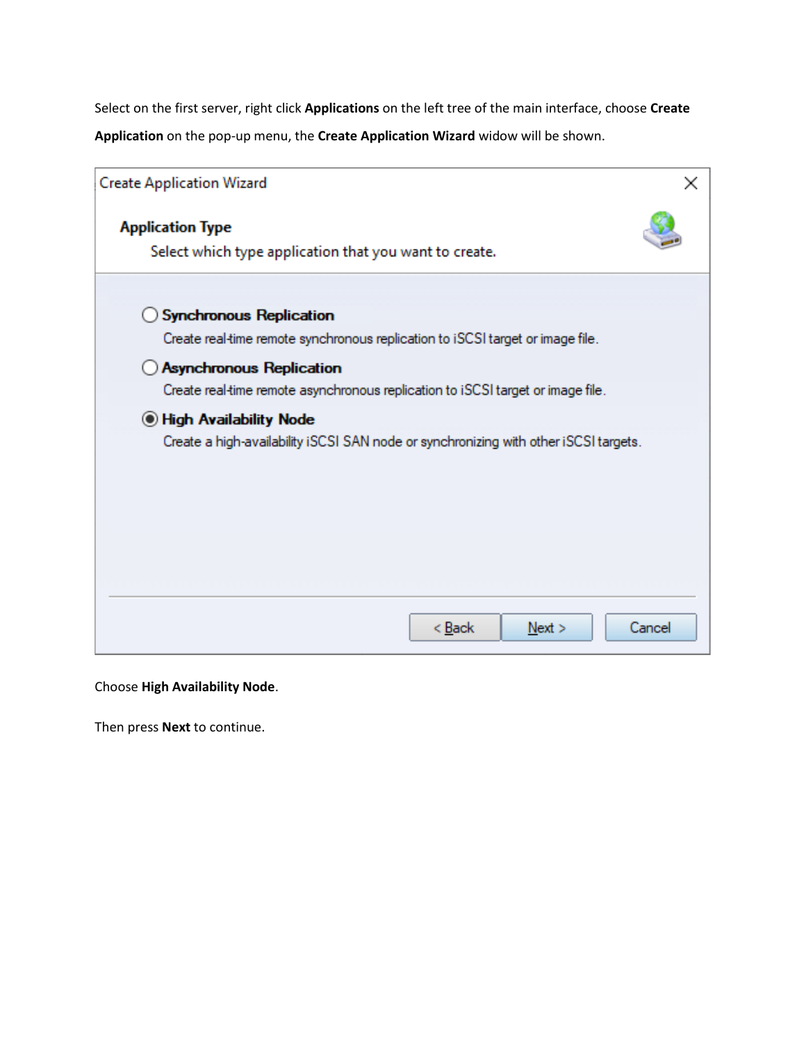Select on the first server, right click **Applications** on the left tree of the main interface, choose **Create Application** on the pop-up menu, the **Create Application Wizard** widow will be shown.

Create Application Wizard

**Application Type**

Select which type application that you want to create.

- **Synchronous Replication**
  Create real-time remote synchronous replication to iSCSI target or image file.
- **Asynchronous Replication**
  Create real-time remote asynchronous replication to iSCSI target or image file.
- **High Availability Node**
  Create a high-availability iSCSI SAN node or synchronizing with other iSCSI targets.

< Back | Next > | Cancel

Choose **High Availability Node**.

Then press **Next** to continue.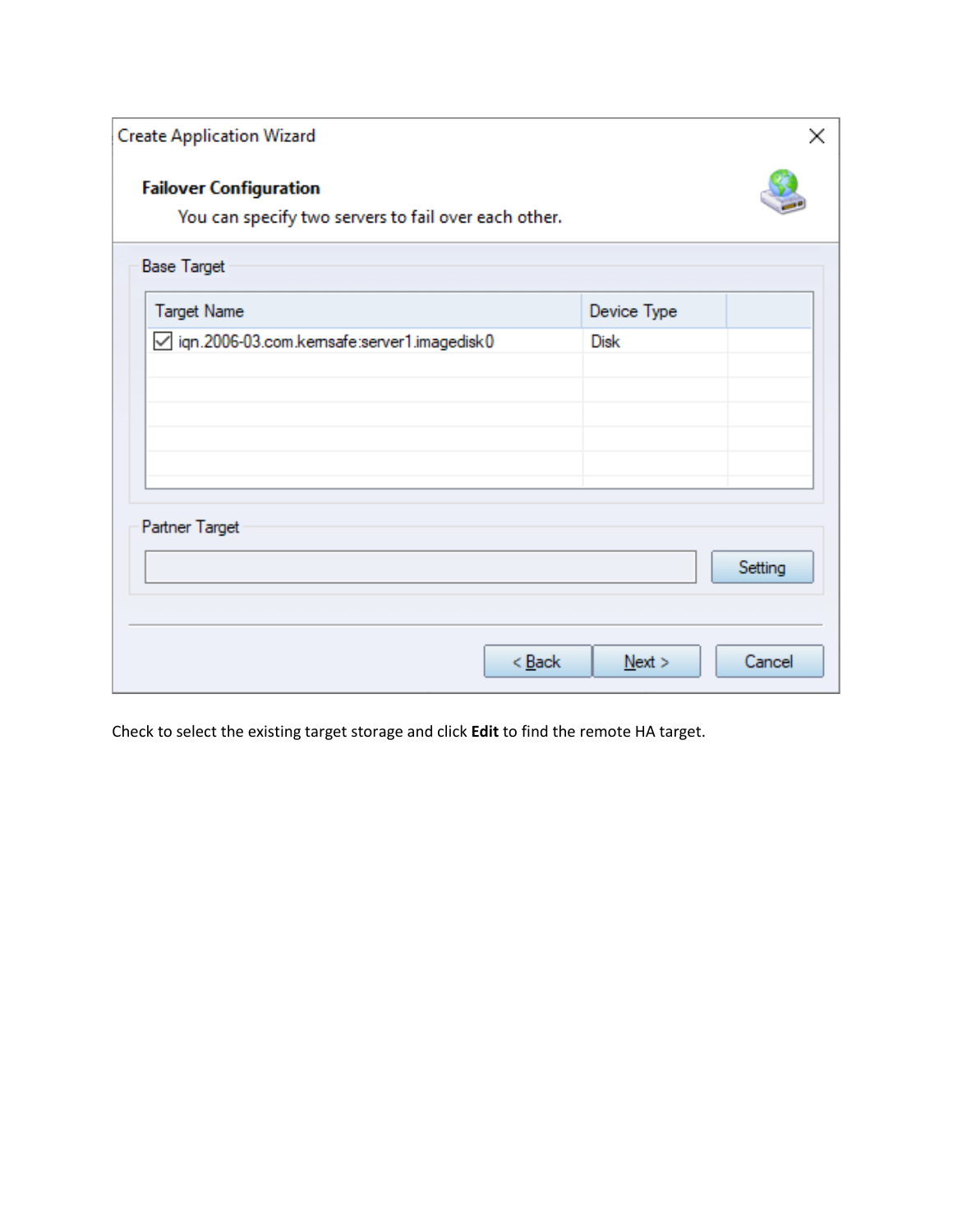Create Application Wizard

**Failover Configuration**

You can specify two servers to fail over each other.

Base Target

| Target Name | Device Type |
| --- | --- |
| ☑ iqn.2006-03.com.kernsafe:server1.imagedisk0 | Disk |

Partner Target

Setting

< Back | Next > | Cancel

Check to select the existing target storage and click **Edit** to find the remote HA target.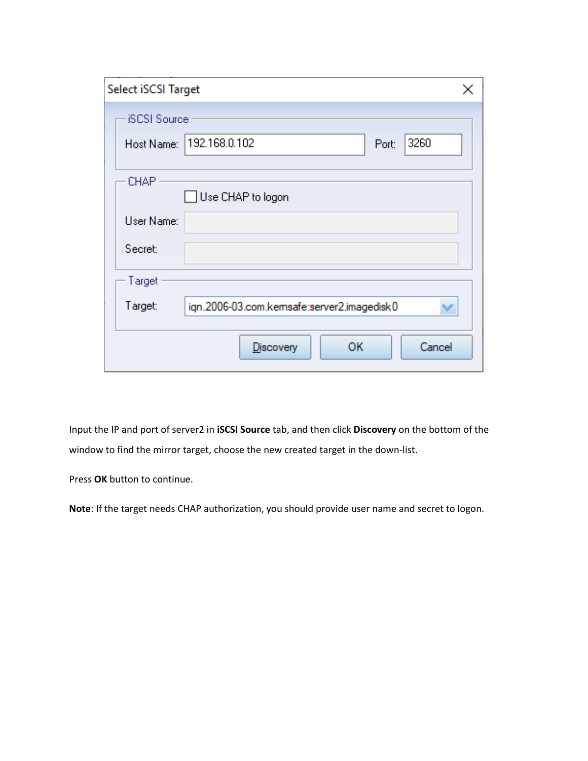Select iSCSI Target

iSCSI Source

Host Name: 192.168.0.102 Port: 3260

CHAP

Use CHAP to logon

User Name:

Secret:

Target

Target: iqn.2006-03.com.kernsafe:server2.imagedisk0

Discovery OK Cancel

Input the IP and port of server2 in **iSCSI Source** tab, and then click **Discovery** on the bottom of the window to find the mirror target, choose the new created target in the down-list.

Press **OK** button to continue.

**Note**: If the target needs CHAP authorization, you should provide user name and secret to logon.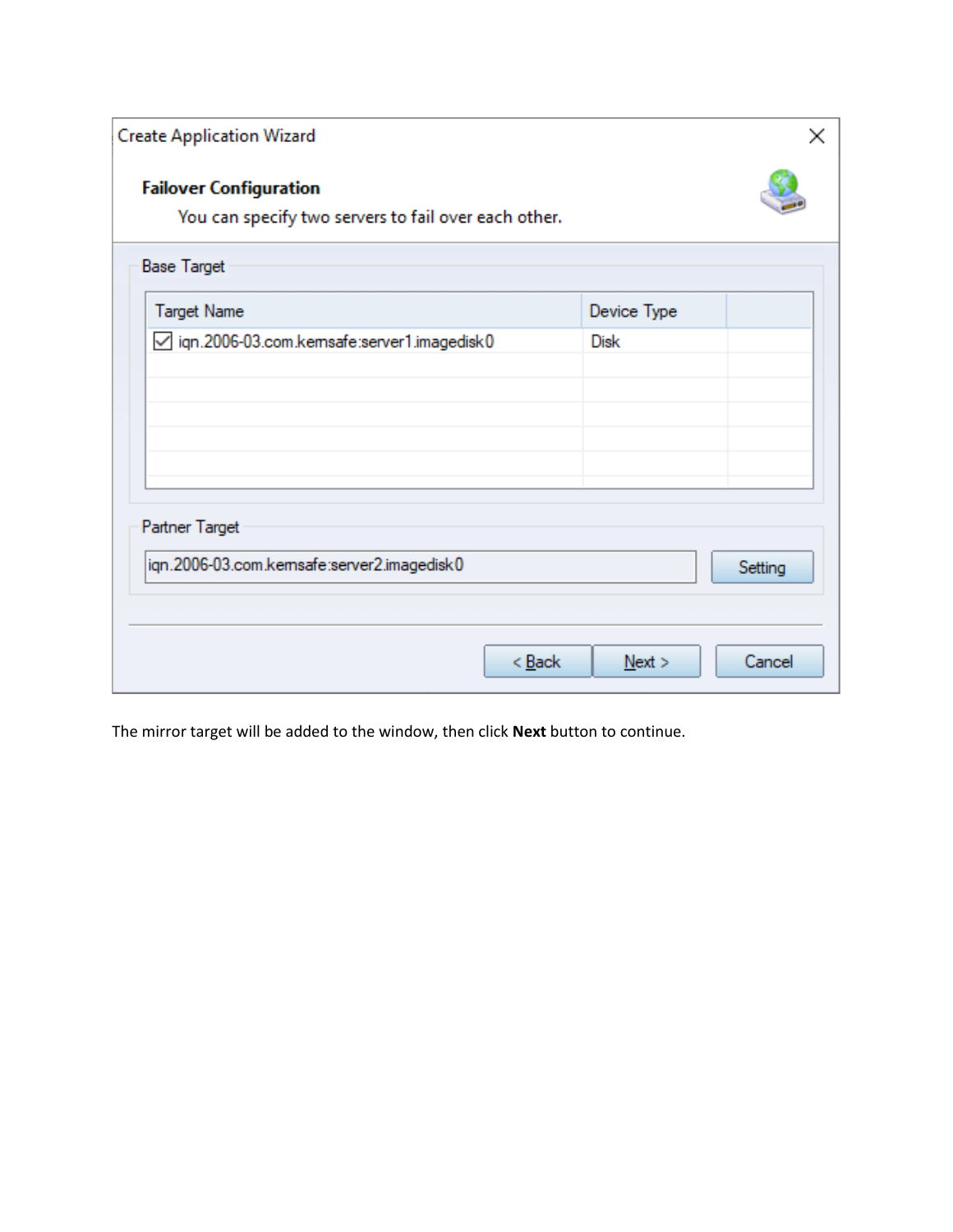Create Application Wizard

**Failover Configuration**

You can specify two servers to fail over each other.

Base Target

| Target Name | Device Type |
| --- | --- |
| ☑ iqn.2006-03.com.kernsafe:server1.imagedisk0 | Disk |

Partner Target

iqn.2006-03.com.kernsafe:server2.imagedisk0 [Setting]

< Back | Next > | Cancel

The mirror target will be added to the window, then click **Next** button to continue.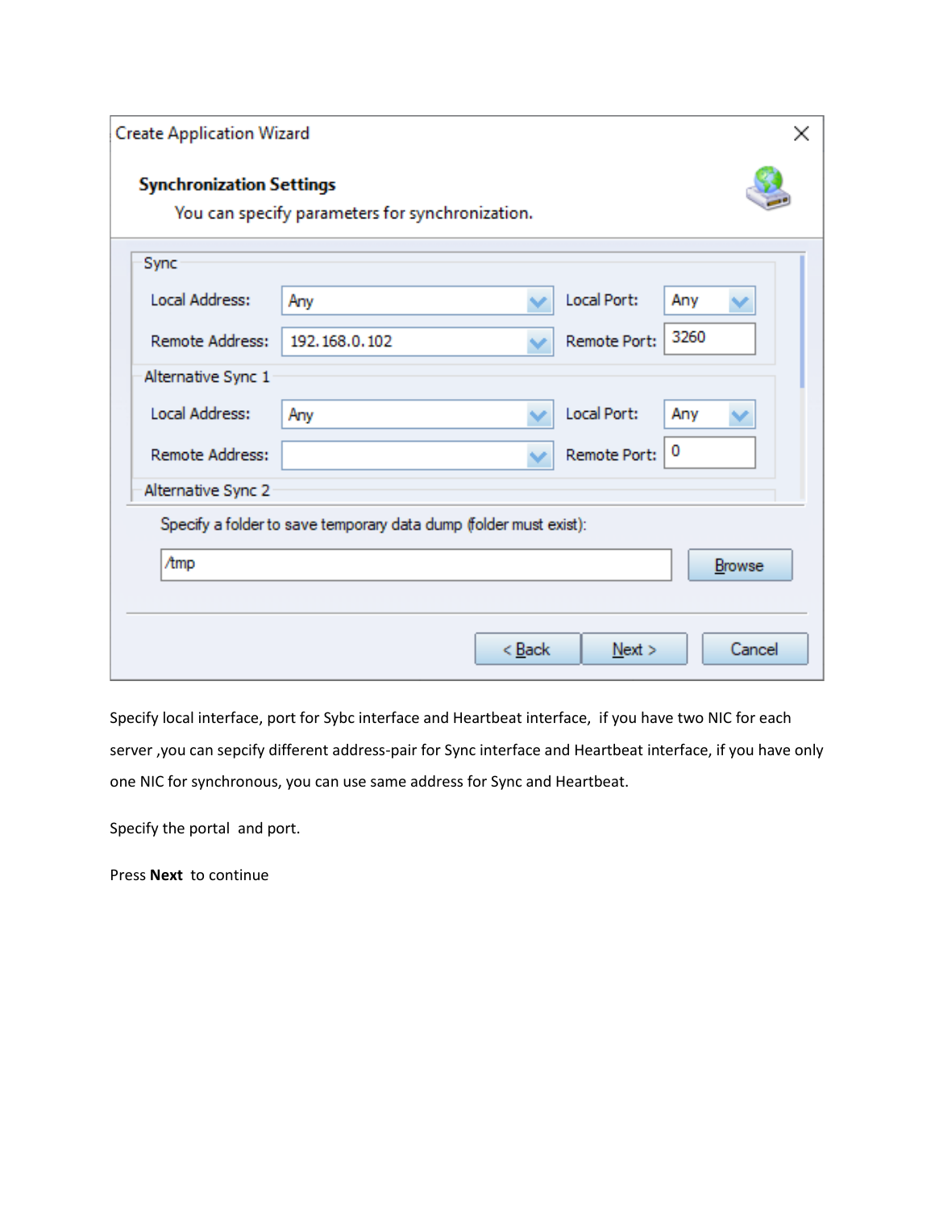Create Application Wizard

**Synchronization Settings**

You can specify parameters for synchronization.

Sync

| | | | |
|---|---|---|---|
| Local Address: | Any | Local Port: | Any |
| Remote Address: | 192.168.0.102 | Remote Port: | 3260 |

Alternative Sync 1

| | | | |
|---|---|---|---|
| Local Address: | Any | Local Port: | Any |
| Remote Address: | | Remote Port: | 0 |

Alternative Sync 2

Specify a folder to save temporary data dump (folder must exist):

/tmp

Browse

< Back   Next >   Cancel

Specify local interface, port for Sybc interface and Heartbeat interface,  if you have two NIC for each server ,you can sepcify different address-pair for Sync interface and Heartbeat interface, if you have only one NIC for synchronous, you can use same address for Sync and Heartbeat.

Specify the portal  and port.

Press **Next**  to continue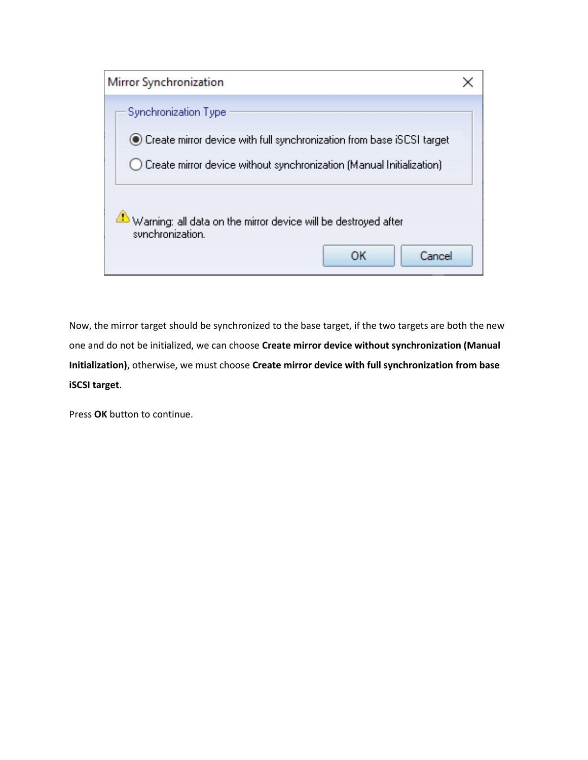Now, the mirror target should be synchronized to the base target, if the two targets are both the new one and do not be initialized, we can choose **Create mirror device without synchronization (Manual Initialization)**, otherwise, we must choose **Create mirror device with full synchronization from base iSCSI target**.

Press **OK** button to continue.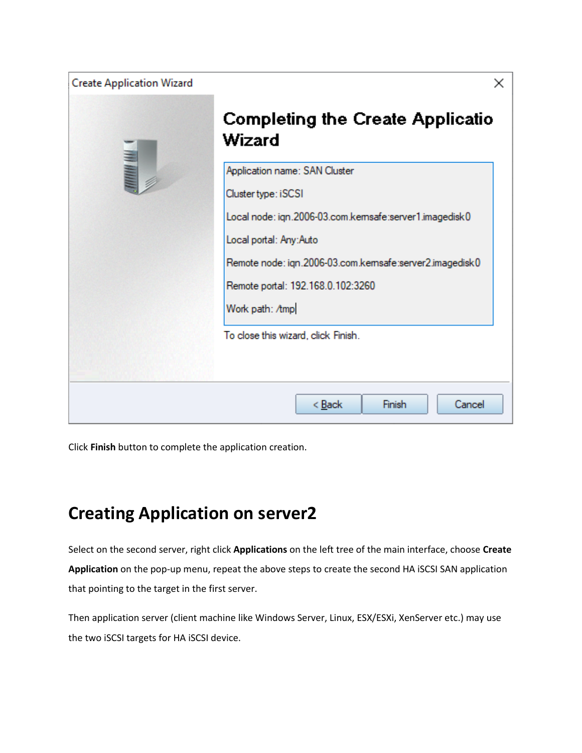Click **Finish** button to complete the application creation.

## Creating Application on server2

Select on the second server, right click **Applications** on the left tree of the main interface, choose **Create Application** on the pop-up menu, repeat the above steps to create the second HA iSCSI SAN application that pointing to the target in the first server.

Then application server (client machine like Windows Server, Linux, ESX/ESXi, XenServer etc.) may use the two iSCSI targets for HA iSCSI device.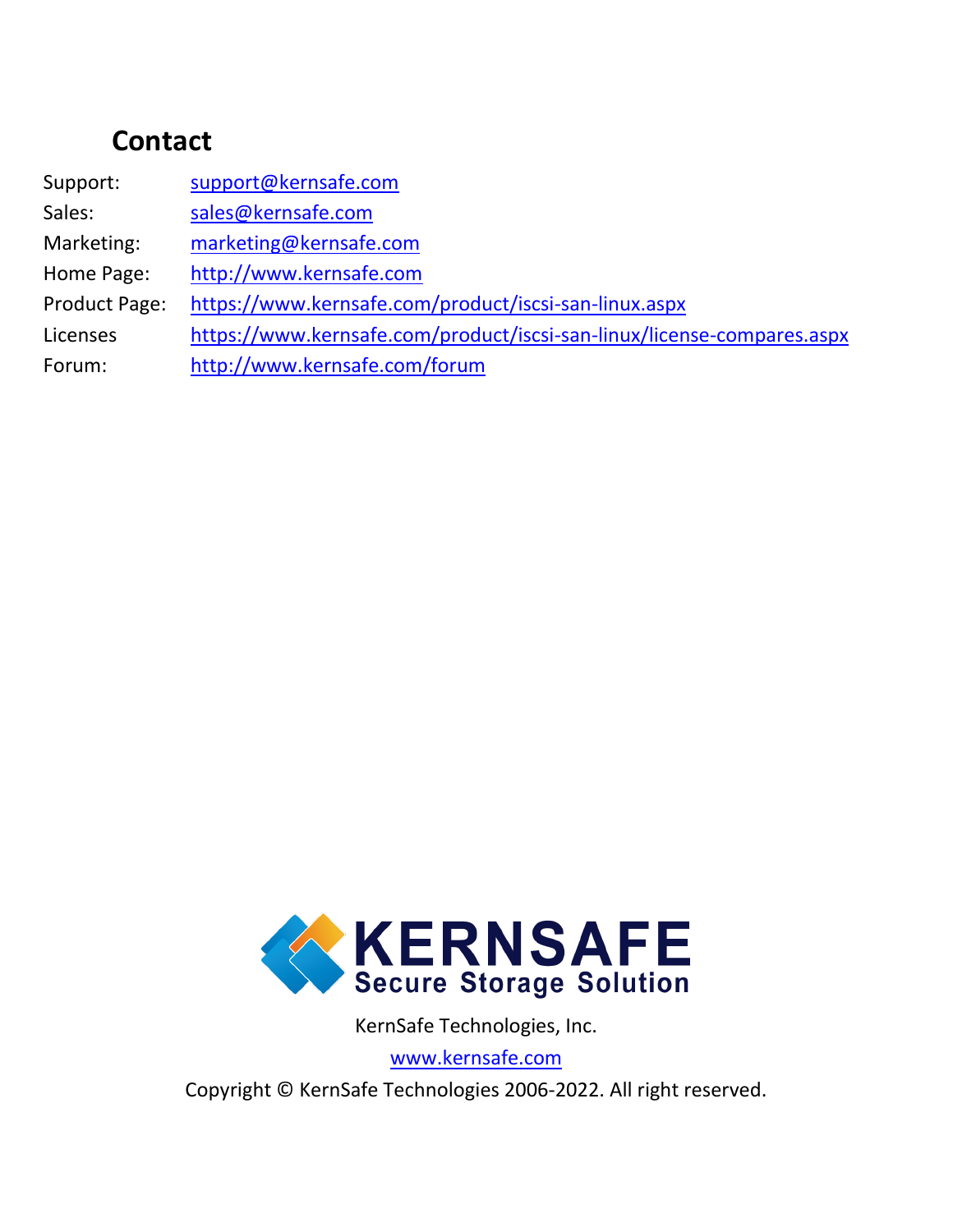## Contact

| | |
|---|---|
| Support: | support@kernsafe.com |
| Sales: | sales@kernsafe.com |
| Marketing: | marketing@kernsafe.com |
| Home Page: | http://www.kernsafe.com |
| Product Page: | https://www.kernsafe.com/product/iscsi-san-linux.aspx |
| Licenses | https://www.kernsafe.com/product/iscsi-san-linux/license-compares.aspx |
| Forum: | http://www.kernsafe.com/forum |

KERNSAFE
Secure Storage Solution

KernSafe Technologies, Inc.

www.kernsafe.com

Copyright © KernSafe Technologies 2006-2022. All right reserved.